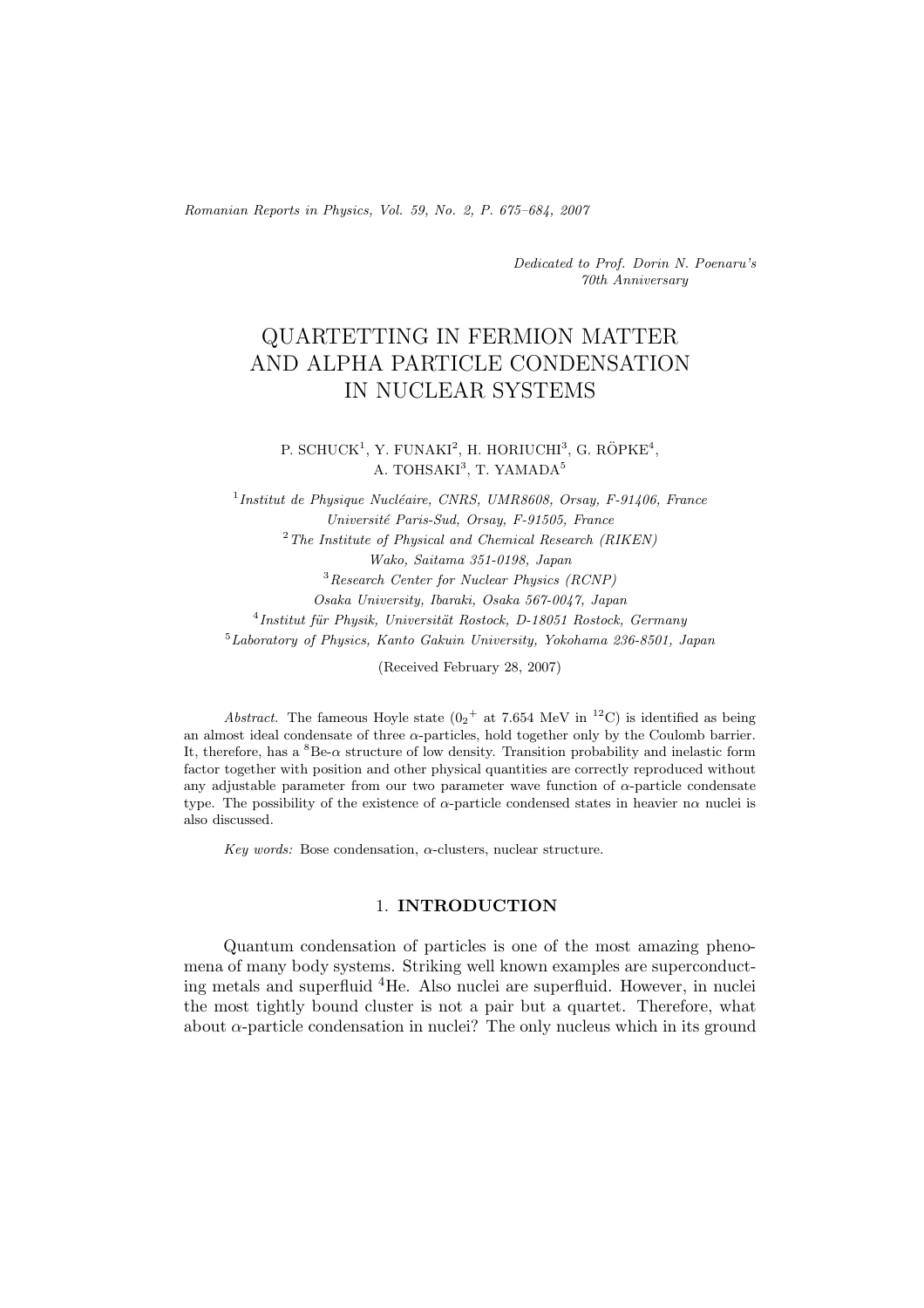*Dedicated to Prof. Dorin N. Poenaru's 70th Anniversary*

# QUARTETTING IN FERMION MATTER AND ALPHA PARTICLE CONDENSATION IN NUCLEAR SYSTEMS

P. SCHUCK[1], Y. FUNAKI[2], H. HORIUCHI[3], G. RÖPKE[4], A. TOHSAKI[3], T. YAMADA[5]

[1] *Institut de Physique Nucléaire, CNRS, UMR8608, Orsay, F-91406, France*
*Université Paris-Sud, Orsay, F-91505, France*
[2] *The Institute of Physical and Chemical Research (RIKEN)*
*Wako, Saitama 351-0198, Japan*
[3] *Research Center for Nuclear Physics (RCNP)*
*Osaka University, Ibaraki, Osaka 567-0047, Japan*
[4] *Institut für Physik, Universität Rostock, D-18051 Rostock, Germany*
[5] *Laboratory of Physics, Kanto Gakuin University, Yokohama 236-8501, Japan*

(Received February 28, 2007)

*Abstract.* The fameous Hoyle state ($0_2{}^+$ at 7.654 MeV in $^{12}$C) is identified as being an almost ideal condensate of three $\alpha$-particles, hold together only by the Coulomb barrier. It, therefore, has a $^8$Be-$\alpha$ structure of low density. Transition probability and inelastic form factor together with position and other physical quantities are correctly reproduced without any adjustable parameter from our two parameter wave function of $\alpha$-particle condensate type. The possibility of the existence of $\alpha$-particle condensed states in heavier n$\alpha$ nuclei is also discussed.

*Key words:* Bose condensation, $\alpha$-clusters, nuclear structure.

## 1. INTRODUCTION

Quantum condensation of particles is one of the most amazing phenomena of many body systems. Striking well known examples are superconducting metals and superfluid $^4$He. Also nuclei are superfluid. However, in nuclei the most tightly bound cluster is not a pair but a quartet. Therefore, what about $\alpha$-particle condensation in nuclei? The only nucleus which in its ground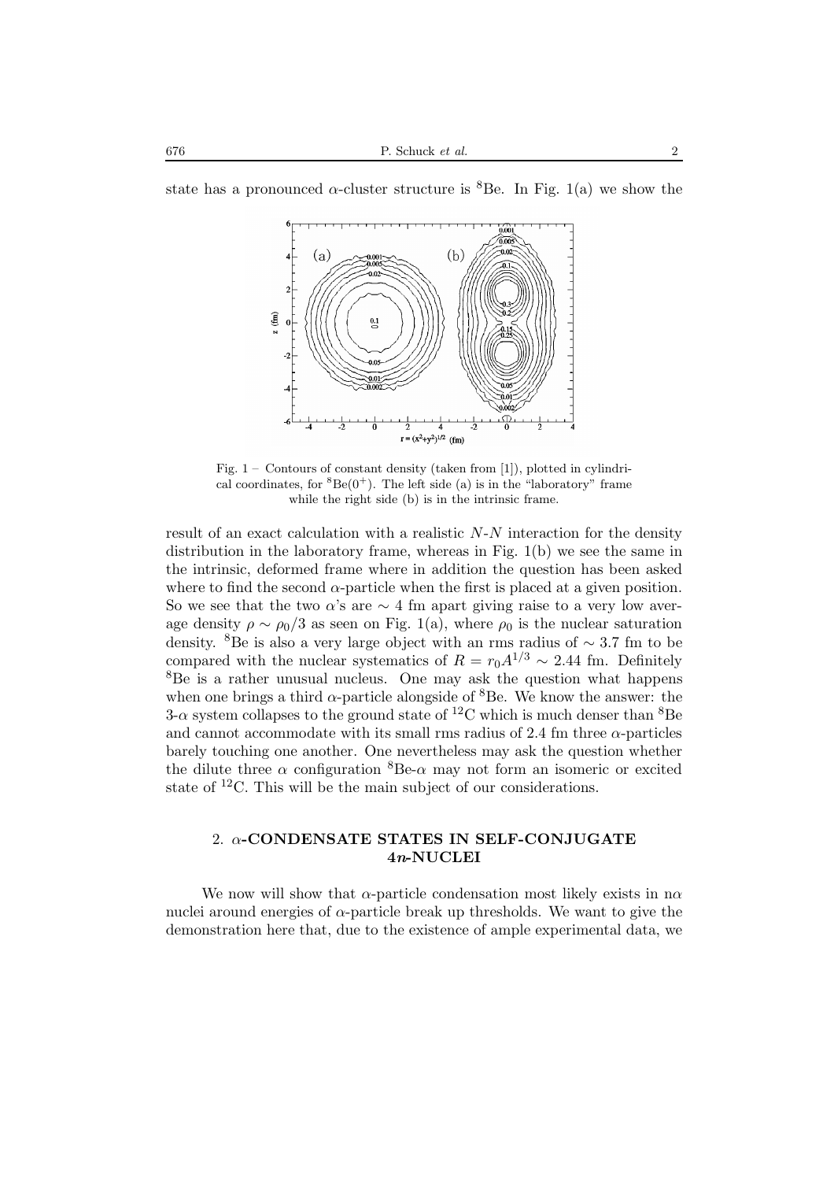state has a pronounced $\alpha$-cluster structure is $^8$Be. In Fig. 1(a) we show the

Fig. 1 – Contours of constant density (taken from [1]), plotted in cylindrical coordinates, for $^8$Be($0^+$). The left side (a) is in the "laboratory" frame while the right side (b) is in the intrinsic frame.

result of an exact calculation with a realistic $N$-$N$ interaction for the density distribution in the laboratory frame, whereas in Fig. 1(b) we see the same in the intrinsic, deformed frame where in addition the question has been asked where to find the second $\alpha$-particle when the first is placed at a given position. So we see that the two $\alpha$'s are $\sim 4$ fm apart giving raise to a very low average density $\rho \sim \rho_0/3$ as seen on Fig. 1(a), where $\rho_0$ is the nuclear saturation density. $^8$Be is also a very large object with an rms radius of $\sim 3.7$ fm to be compared with the nuclear systematics of $R = r_0 A^{1/3} \sim 2.44$ fm. Definitely $^8$Be is a rather unusual nucleus. One may ask the question what happens when one brings a third $\alpha$-particle alongside of $^8$Be. We know the answer: the 3-$\alpha$ system collapses to the ground state of $^{12}$C which is much denser than $^8$Be and cannot accommodate with its small rms radius of 2.4 fm three $\alpha$-particles barely touching one another. One nevertheless may ask the question whether the dilute three $\alpha$ configuration $^8$Be-$\alpha$ may not form an isomeric or excited state of $^{12}$C. This will be the main subject of our considerations.

## 2. $\alpha$-CONDENSATE STATES IN SELF-CONJUGATE $4n$-NUCLEI

We now will show that $\alpha$-particle condensation most likely exists in n$\alpha$ nuclei around energies of $\alpha$-particle break up thresholds. We want to give the demonstration here that, due to the existence of ample experimental data, we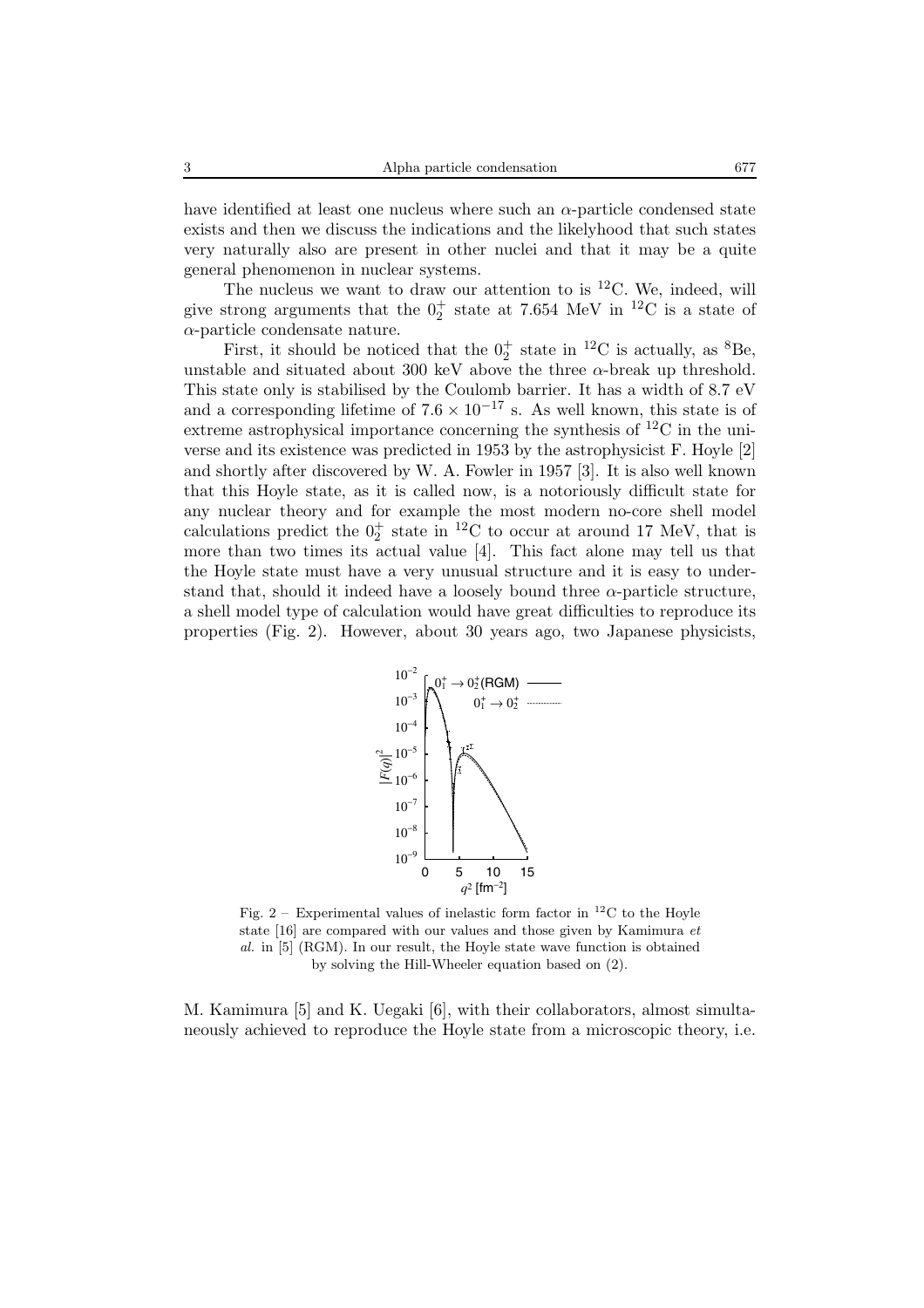have identified at least one nucleus where such an $\alpha$-particle condensed state exists and then we discuss the indications and the likelyhood that such states very naturally also are present in other nuclei and that it may be a quite general phenomenon in nuclear systems.

The nucleus we want to draw our attention to is $^{12}$C. We, indeed, will give strong arguments that the $0_2^+$ state at 7.654 MeV in $^{12}$C is a state of $\alpha$-particle condensate nature.

First, it should be noticed that the $0_2^+$ state in $^{12}$C is actually, as $^{8}$Be, unstable and situated about 300 keV above the three $\alpha$-break up threshold. This state only is stabilised by the Coulomb barrier. It has a width of 8.7 eV and a corresponding lifetime of $7.6 \times 10^{-17}$ s. As well known, this state is of extreme astrophysical importance concerning the synthesis of $^{12}$C in the universe and its existence was predicted in 1953 by the astrophysicist F. Hoyle [2] and shortly after discovered by W. A. Fowler in 1957 [3]. It is also well known that this Hoyle state, as it is called now, is a notoriously difficult state for any nuclear theory and for example the most modern no-core shell model calculations predict the $0_2^+$ state in $^{12}$C to occur at around 17 MeV, that is more than two times its actual value [4]. This fact alone may tell us that the Hoyle state must have a very unusual structure and it is easy to understand that, should it indeed have a loosely bound three $\alpha$-particle structure, a shell model type of calculation would have great difficulties to reproduce its properties (Fig. 2). However, about 30 years ago, two Japanese physicists,

Fig. 2 – Experimental values of inelastic form factor in $^{12}$C to the Hoyle state [16] are compared with our values and those given by Kamimura *et al.* in [5] (RGM). In our result, the Hoyle state wave function is obtained by solving the Hill-Wheeler equation based on (2).

M. Kamimura [5] and K. Uegaki [6], with their collaborators, almost simultaneously achieved to reproduce the Hoyle state from a microscopic theory, i.e.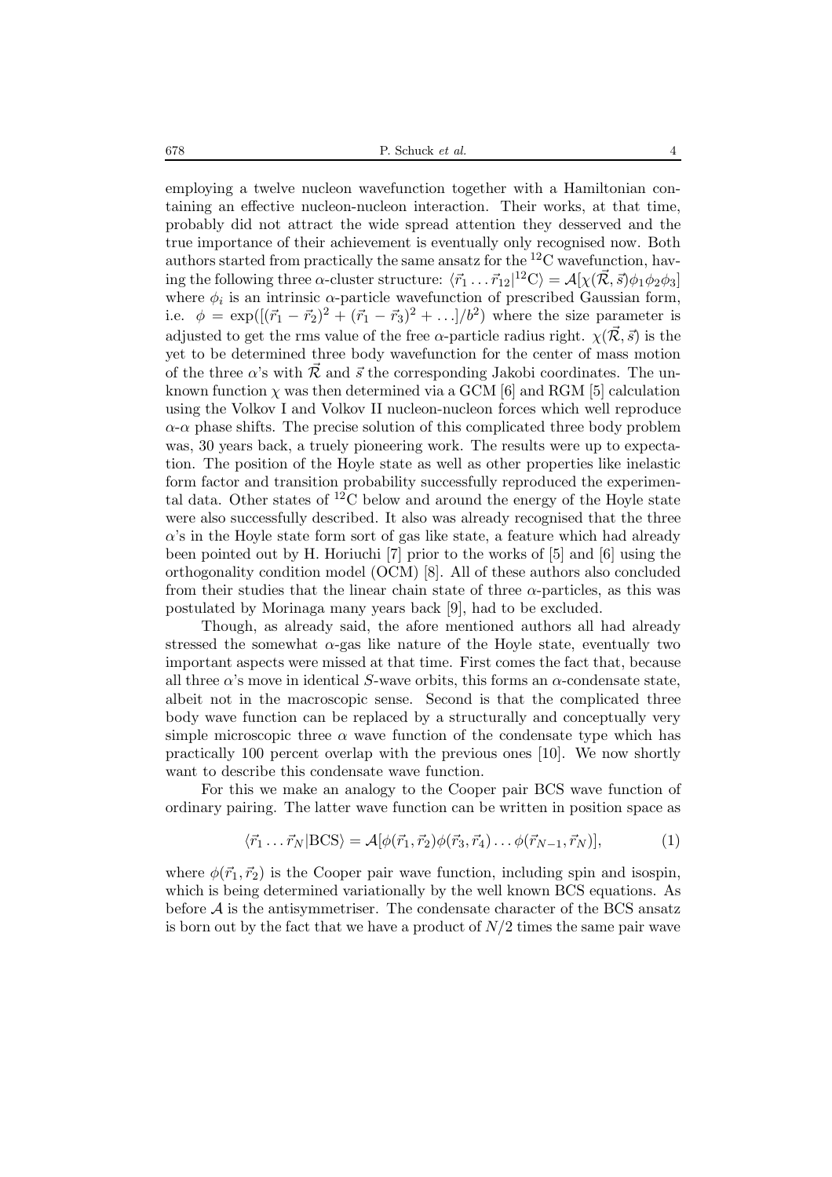employing a twelve nucleon wavefunction together with a Hamiltonian containing an effective nucleon-nucleon interaction. Their works, at that time, probably did not attract the wide spread attention they desserved and the true importance of their achievement is eventually only recognised now. Both authors started from practically the same ansatz for the $^{12}$C wavefunction, having the following three $\alpha$-cluster structure: $\langle \vec{r}_1 \ldots \vec{r}_{12} | ^{12}\mathrm{C}\rangle = \mathcal{A}[\chi(\vec{\mathcal{R}}, \vec{s})\phi_1\phi_2\phi_3]$ where $\phi_i$ is an intrinsic $\alpha$-particle wavefunction of prescribed Gaussian form, i.e. $\phi = \exp([(\vec{r}_1 - \vec{r}_2)^2 + (\vec{r}_1 - \vec{r}_3)^2 + \ldots]/b^2)$ where the size parameter is adjusted to get the rms value of the free $\alpha$-particle radius right. $\chi(\vec{\mathcal{R}}, \vec{s})$ is the yet to be determined three body wavefunction for the center of mass motion of the three $\alpha$'s with $\vec{\mathcal{R}}$ and $\vec{s}$ the corresponding Jakobi coordinates. The unknown function $\chi$ was then determined via a GCM [6] and RGM [5] calculation using the Volkov I and Volkov II nucleon-nucleon forces which well reproduce $\alpha$-$\alpha$ phase shifts. The precise solution of this complicated three body problem was, 30 years back, a truely pioneering work. The results were up to expectation. The position of the Hoyle state as well as other properties like inelastic form factor and transition probability successfully reproduced the experimental data. Other states of $^{12}$C below and around the energy of the Hoyle state were also successfully described. It also was already recognised that the three $\alpha$'s in the Hoyle state form sort of gas like state, a feature which had already been pointed out by H. Horiuchi [7] prior to the works of [5] and [6] using the orthogonality condition model (OCM) [8]. All of these authors also concluded from their studies that the linear chain state of three $\alpha$-particles, as this was postulated by Morinaga many years back [9], had to be excluded.

Though, as already said, the afore mentioned authors all had already stressed the somewhat $\alpha$-gas like nature of the Hoyle state, eventually two important aspects were missed at that time. First comes the fact that, because all three $\alpha$'s move in identical $S$-wave orbits, this forms an $\alpha$-condensate state, albeit not in the macroscopic sense. Second is that the complicated three body wave function can be replaced by a structurally and conceptually very simple microscopic three $\alpha$ wave function of the condensate type which has practically 100 percent overlap with the previous ones [10]. We now shortly want to describe this condensate wave function.

For this we make an analogy to the Cooper pair BCS wave function of ordinary pairing. The latter wave function can be written in position space as

$$\langle \vec{r}_1 \ldots \vec{r}_N | \mathrm{BCS}\rangle = \mathcal{A}[\phi(\vec{r}_1, \vec{r}_2)\phi(\vec{r}_3, \vec{r}_4) \ldots \phi(\vec{r}_{N-1}, \vec{r}_N)], \tag{1}$$

where $\phi(\vec{r}_1, \vec{r}_2)$ is the Cooper pair wave function, including spin and isospin, which is being determined variationally by the well known BCS equations. As before $\mathcal{A}$ is the antisymmetriser. The condensate character of the BCS ansatz is born out by the fact that we have a product of $N/2$ times the same pair wave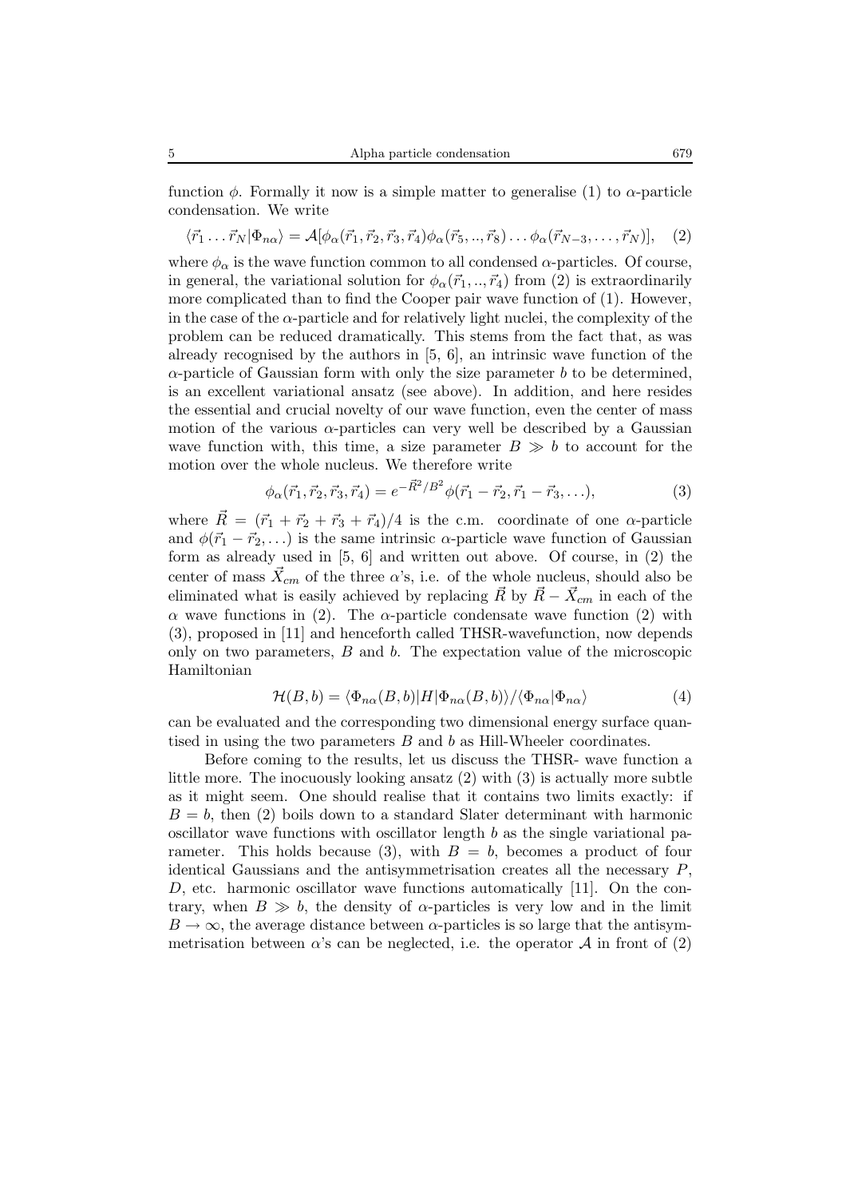function $\phi$. Formally it now is a simple matter to generalise (1) to $\alpha$-particle condensation. We write

$$\langle \vec{r}_1 \dots \vec{r}_N | \Phi_{n\alpha} \rangle = \mathcal{A}[\phi_\alpha(\vec{r}_1, \vec{r}_2, \vec{r}_3, \vec{r}_4)\phi_\alpha(\vec{r}_5, .., \vec{r}_8) \dots \phi_\alpha(\vec{r}_{N-3}, \dots, \vec{r}_N)], \quad (2)$$

where $\phi_\alpha$ is the wave function common to all condensed $\alpha$-particles. Of course, in general, the variational solution for $\phi_\alpha(\vec{r}_1, .., \vec{r}_4)$ from (2) is extraordinarily more complicated than to find the Cooper pair wave function of (1). However, in the case of the $\alpha$-particle and for relatively light nuclei, the complexity of the problem can be reduced dramatically. This stems from the fact that, as was already recognised by the authors in [5, 6], an intrinsic wave function of the $\alpha$-particle of Gaussian form with only the size parameter $b$ to be determined, is an excellent variational ansatz (see above). In addition, and here resides the essential and crucial novelty of our wave function, even the center of mass motion of the various $\alpha$-particles can very well be described by a Gaussian wave function with, this time, a size parameter $B \gg b$ to account for the motion over the whole nucleus. We therefore write

$$\phi_\alpha(\vec{r}_1, \vec{r}_2, \vec{r}_3, \vec{r}_4) = e^{-\vec{R}^2/B^2}\phi(\vec{r}_1 - \vec{r}_2, \vec{r}_1 - \vec{r}_3, \dots), \quad (3)$$

where $\vec{R} = (\vec{r}_1 + \vec{r}_2 + \vec{r}_3 + \vec{r}_4)/4$ is the c.m. coordinate of one $\alpha$-particle and $\phi(\vec{r}_1 - \vec{r}_2, \dots)$ is the same intrinsic $\alpha$-particle wave function of Gaussian form as already used in [5, 6] and written out above. Of course, in (2) the center of mass $\vec{X}_{cm}$ of the three $\alpha$'s, i.e. of the whole nucleus, should also be eliminated what is easily achieved by replacing $\vec{R}$ by $\vec{R} - \vec{X}_{cm}$ in each of the $\alpha$ wave functions in (2). The $\alpha$-particle condensate wave function (2) with (3), proposed in [11] and henceforth called THSR-wavefunction, now depends only on two parameters, $B$ and $b$. The expectation value of the microscopic Hamiltonian

$$\mathcal{H}(B, b) = \langle \Phi_{n\alpha}(B, b) | H | \Phi_{n\alpha}(B, b) \rangle / \langle \Phi_{n\alpha} | \Phi_{n\alpha} \rangle \quad (4)$$

can be evaluated and the corresponding two dimensional energy surface quantised in using the two parameters $B$ and $b$ as Hill-Wheeler coordinates.

Before coming to the results, let us discuss the THSR- wave function a little more. The inocuously looking ansatz (2) with (3) is actually more subtle as it might seem. One should realise that it contains two limits exactly: if $B = b$, then (2) boils down to a standard Slater determinant with harmonic oscillator wave functions with oscillator length $b$ as the single variational parameter. This holds because (3), with $B = b$, becomes a product of four identical Gaussians and the antisymmetrisation creates all the necessary $P$, $D$, etc. harmonic oscillator wave functions automatically [11]. On the contrary, when $B \gg b$, the density of $\alpha$-particles is very low and in the limit $B \to \infty$, the average distance between $\alpha$-particles is so large that the antisymmetrisation between $\alpha$'s can be neglected, i.e. the operator $\mathcal{A}$ in front of (2)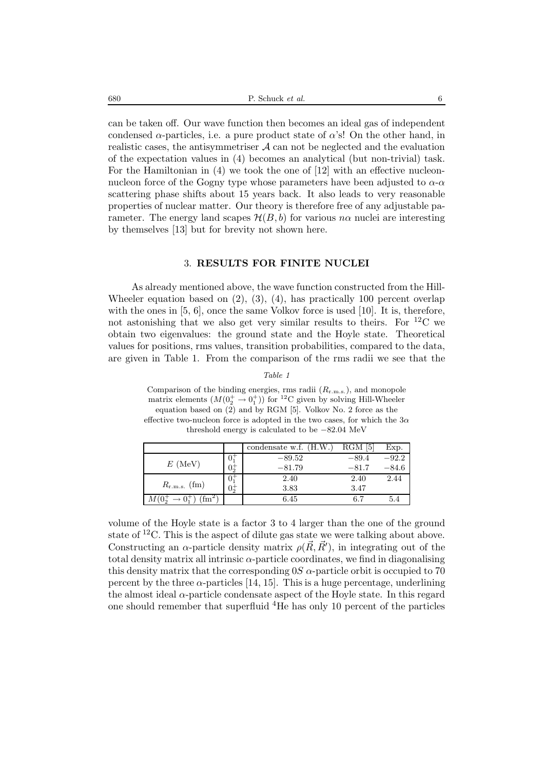can be taken off. Our wave function then becomes an ideal gas of independent condensed $\alpha$-particles, i.e. a pure product state of $\alpha$'s! On the other hand, in realistic cases, the antisymmetriser $\mathcal{A}$ can not be neglected and the evaluation of the expectation values in (4) becomes an analytical (but non-trivial) task. For the Hamiltonian in (4) we took the one of [12] with an effective nucleon-nucleon force of the Gogny type whose parameters have been adjusted to $\alpha$-$\alpha$ scattering phase shifts about 15 years back. It also leads to very reasonable properties of nuclear matter. Our theory is therefore free of any adjustable parameter. The energy land scapes $\mathcal{H}(B, b)$ for various $n\alpha$ nuclei are interesting by themselves [13] but for brevity not shown here.

## 3. RESULTS FOR FINITE NUCLEI

As already mentioned above, the wave function constructed from the Hill-Wheeler equation based on (2), (3), (4), has practically 100 percent overlap with the ones in [5, 6], once the same Volkov force is used [10]. It is, therefore, not astonishing that we also get very similar results to theirs. For $^{12}$C we obtain two eigenvalues: the ground state and the Hoyle state. Theoretical values for positions, rms values, transition probabilities, compared to the data, are given in Table 1. From the comparison of the rms radii we see that the

*Table 1*

Comparison of the binding energies, rms radii ($R_{\text{r.m.s.}}$), and monopole matrix elements ($M(0_2^+ \rightarrow 0_1^+)$) for $^{12}$C given by solving Hill-Wheeler equation based on (2) and by RGM [5]. Volkov No. 2 force as the effective two-nucleon force is adopted in the two cases, for which the $3\alpha$ threshold energy is calculated to be $-82.04$ MeV

| | | condensate w.f. (H.W.) | RGM [5] | Exp. |
|---|---|---|---|---|
| $E$ (MeV) | $0_1^+$ | $-89.52$ | $-89.4$ | $-92.2$ |
| | $0_2^+$ | $-81.79$ | $-81.7$ | $-84.6$ |
| $R_{\text{r.m.s.}}$ (fm) | $0_1^+$ | 2.40 | 2.40 | 2.44 |
| | $0_2^+$ | 3.83 | 3.47 | |
| $M(0_2^+ \rightarrow 0_1^+)$ (fm$^2$) | | 6.45 | 6.7 | 5.4 |

volume of the Hoyle state is a factor 3 to 4 larger than the one of the ground state of $^{12}$C. This is the aspect of dilute gas state we were talking about above. Constructing an $\alpha$-particle density matrix $\rho(\vec{R}, \vec{R}')$, in integrating out of the total density matrix all intrinsic $\alpha$-particle coordinates, we find in diagonalising this density matrix that the corresponding $0S$ $\alpha$-particle orbit is occupied to 70 percent by the three $\alpha$-particles [14, 15]. This is a huge percentage, underlining the almost ideal $\alpha$-particle condensate aspect of the Hoyle state. In this regard one should remember that superfluid $^4$He has only 10 percent of the particles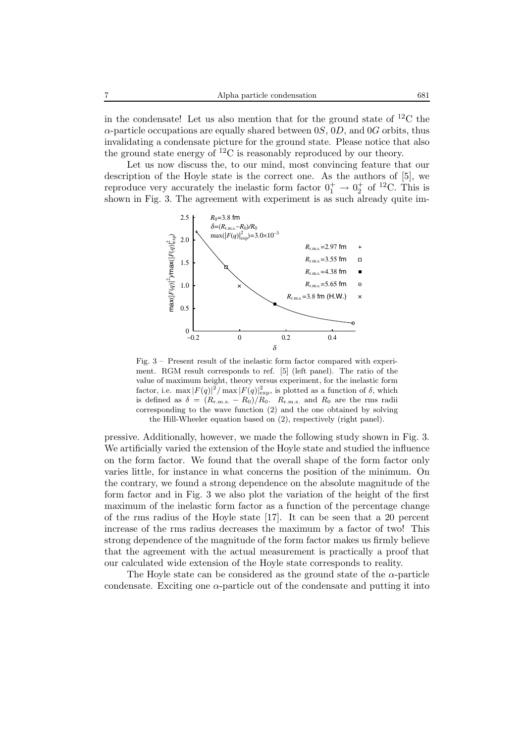in the condensate! Let us also mention that for the ground state of $^{12}$C the $\alpha$-particle occupations are equally shared between $0S$, $0D$, and $0G$ orbits, thus invalidating a condensate picture for the ground state. Please notice that also the ground state energy of $^{12}$C is reasonably reproduced by our theory.

Let us now discuss the, to our mind, most convincing feature that our description of the Hoyle state is the correct one. As the authors of [5], we reproduce very accurately the inelastic form factor $0_1^+ \rightarrow 0_2^+$ of $^{12}$C. This is shown in Fig. 3. The agreement with experiment is as such already quite impressive. Additionally, however, we made the following study shown in Fig. 3. We artificially varied the extension of the Hoyle state and studied the influence on the form factor. We found that the overall shape of the form factor only varies little, for instance in what concerns the position of the minimum. On the contrary, we found a strong dependence on the absolute magnitude of the form factor and in Fig. 3 we also plot the variation of the height of the first maximum of the inelastic form factor as a function of the percentage change of the rms radius of the Hoyle state [17]. It can be seen that a 20 percent increase of the rms radius decreases the maximum by a factor of two! This strong dependence of the magnitude of the form factor makes us firmly believe that the agreement with the actual measurement is practically a proof that our calculated wide extension of the Hoyle state corresponds to reality.

Fig. 3 – Present result of the inelastic form factor compared with experiment. RGM result corresponds to ref. [5] (left panel). The ratio of the value of maximum height, theory versus experiment, for the inelastic form factor, i.e. $\max|F(q)|^2/\max|F(q)|^2_{\rm exp}$, is plotted as a function of $\delta$, which is defined as $\delta = (R_{\rm r.m.s.} - R_0)/R_0$. $R_{\rm r.m.s.}$ and $R_0$ are the rms radii corresponding to the wave function (2) and the one obtained by solving the Hill-Wheeler equation based on (2), respectively (right panel).

The Hoyle state can be considered as the ground state of the $\alpha$-particle condensate. Exciting one $\alpha$-particle out of the condensate and putting it into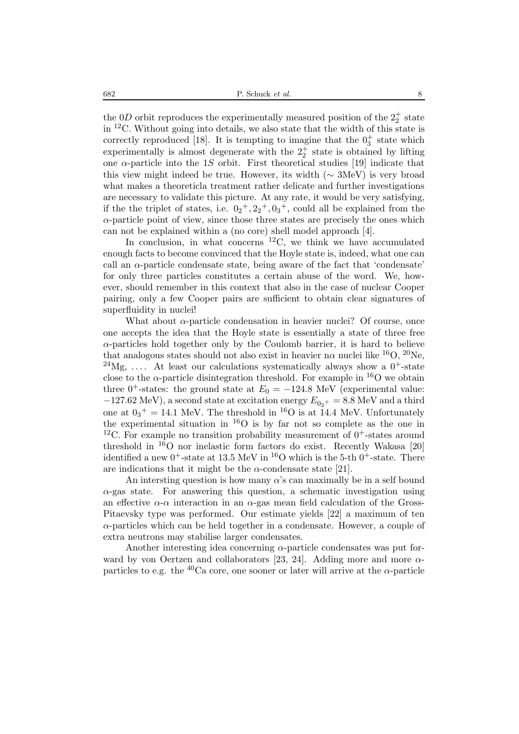the $0D$ orbit reproduces the experimentally measured position of the $2_2^+$ state in $^{12}$C. Without going into details, we also state that the width of this state is correctly reproduced [18]. It is tempting to imagine that the $0_3^+$ state which experimentally is almost degenerate with the $2_2^+$ state is obtained by lifting one $\alpha$-particle into the $1S$ orbit. First theoretical studies [19] indicate that this view might indeed be true. However, its width ($\sim$ 3MeV) is very broad what makes a theoreticla treatment rather delicate and further investigations are necessary to validate this picture. At any rate, it would be very satisfying, if the the triplet of states, i.e. ${0_2}^+, {2_2}^+, {0_3}^+$, could all be explained from the $\alpha$-particle point of view, since those three states are precisely the ones which can not be explained within a (no core) shell model approach [4].

In conclusion, in what concerns $^{12}$C, we think we have accumulated enough facts to become convinced that the Hoyle state is, indeed, what one can call an $\alpha$-particle condensate state, being aware of the fact that 'condensate' for only three particles constitutes a certain abuse of the word. We, however, should remember in this context that also in the case of nuclear Cooper pairing, only a few Cooper pairs are sufficient to obtain clear signatures of superfluidity in nuclei!

What about $\alpha$-particle condensation in heavier nuclei? Of course, once one accepts the idea that the Hoyle state is essentially a state of three free $\alpha$-particles hold together only by the Coulomb barrier, it is hard to believe that analogous states should not also exist in heavier n$\alpha$ nuclei like $^{16}$O, $^{20}$Ne, $^{24}$Mg, .... At least our calculations systematically always show a $0^+$-state close to the $\alpha$-particle disintegration threshold. For example in $^{16}$O we obtain three $0^+$-states: the ground state at $E_0 = -124.8$ MeV (experimental value: $-127.62$ MeV), a second state at excitation energy $E_{{0_2}^+} = 8.8$ MeV and a third one at ${0_3}^+ = 14.1$ MeV. The threshold in $^{16}$O is at 14.4 MeV. Unfortunately the experimental situation in $^{16}$O is by far not so complete as the one in $^{12}$C. For example no transition probability measurement of $0^+$-states around threshold in $^{16}$O nor inelastic form factors do exist. Recently Wakasa [20] identified a new $0^+$-state at 13.5 MeV in $^{16}$O which is the 5-th $0^+$-state. There are indications that it might be the $\alpha$-condensate state [21].

An intersting question is how many $\alpha$'s can maximally be in a self bound $\alpha$-gas state. For answering this question, a schematic investigation using an effective $\alpha$-$\alpha$ interaction in an $\alpha$-gas mean field calculation of the Gross-Pitaevsky type was performed. Our estimate yields [22] a maximum of ten $\alpha$-particles which can be held together in a condensate. However, a couple of extra neutrons may stabilise larger condensates.

Another interesting idea concerning $\alpha$-particle condensates was put forward by von Oertzen and collaborators [23, 24]. Adding more and more $\alpha$-particles to e.g. the $^{40}$Ca core, one sooner or later will arrive at the $\alpha$-particle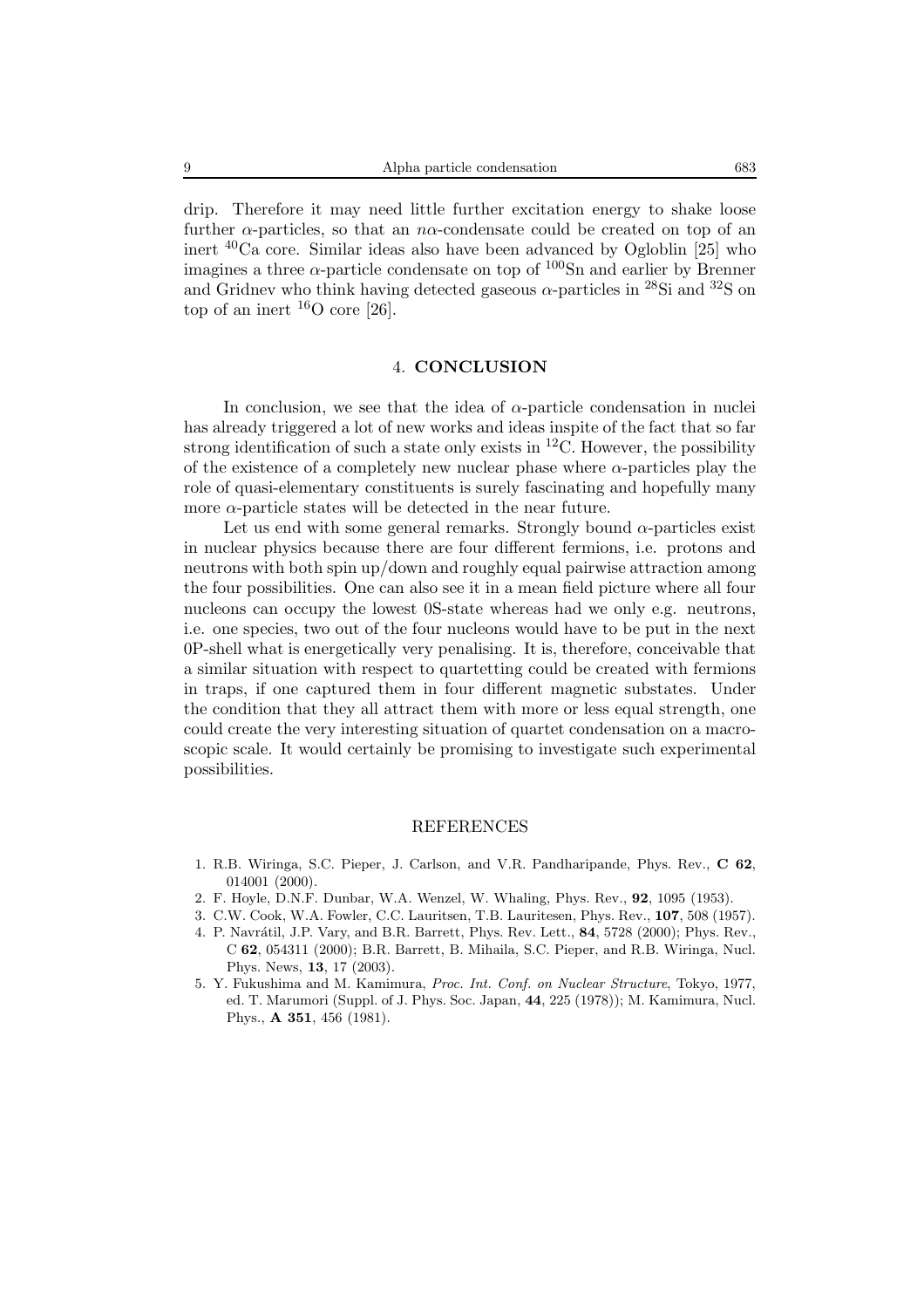drip. Therefore it may need little further excitation energy to shake loose further $\alpha$-particles, so that an $n\alpha$-condensate could be created on top of an inert $^{40}$Ca core. Similar ideas also have been advanced by Ogloblin [25] who imagines a three $\alpha$-particle condensate on top of $^{100}$Sn and earlier by Brenner and Gridnev who think having detected gaseous $\alpha$-particles in $^{28}$Si and $^{32}$S on top of an inert $^{16}$O core [26].

## 4. CONCLUSION

In conclusion, we see that the idea of $\alpha$-particle condensation in nuclei has already triggered a lot of new works and ideas inspite of the fact that so far strong identification of such a state only exists in $^{12}$C. However, the possibility of the existence of a completely new nuclear phase where $\alpha$-particles play the role of quasi-elementary constituents is surely fascinating and hopefully many more $\alpha$-particle states will be detected in the near future.

Let us end with some general remarks. Strongly bound $\alpha$-particles exist in nuclear physics because there are four different fermions, i.e. protons and neutrons with both spin up/down and roughly equal pairwise attraction among the four possibilities. One can also see it in a mean field picture where all four nucleons can occupy the lowest 0S-state whereas had we only e.g. neutrons, i.e. one species, two out of the four nucleons would have to be put in the next 0P-shell what is energetically very penalising. It is, therefore, conceivable that a similar situation with respect to quartetting could be created with fermions in traps, if one captured them in four different magnetic substates. Under the condition that they all attract them with more or less equal strength, one could create the very interesting situation of quartet condensation on a macroscopic scale. It would certainly be promising to investigate such experimental possibilities.

## REFERENCES

1. R.B. Wiringa, S.C. Pieper, J. Carlson, and V.R. Pandharipande, Phys. Rev., **C 62**, 014001 (2000).
2. F. Hoyle, D.N.F. Dunbar, W.A. Wenzel, W. Whaling, Phys. Rev., **92**, 1095 (1953).
3. C.W. Cook, W.A. Fowler, C.C. Lauritsen, T.B. Lauritesen, Phys. Rev., **107**, 508 (1957).
4. P. Navrátil, J.P. Vary, and B.R. Barrett, Phys. Rev. Lett., **84**, 5728 (2000); Phys. Rev., C **62**, 054311 (2000); B.R. Barrett, B. Mihaila, S.C. Pieper, and R.B. Wiringa, Nucl. Phys. News, **13**, 17 (2003).
5. Y. Fukushima and M. Kamimura, *Proc. Int. Conf. on Nuclear Structure*, Tokyo, 1977, ed. T. Marumori (Suppl. of J. Phys. Soc. Japan, **44**, 225 (1978)); M. Kamimura, Nucl. Phys., **A 351**, 456 (1981).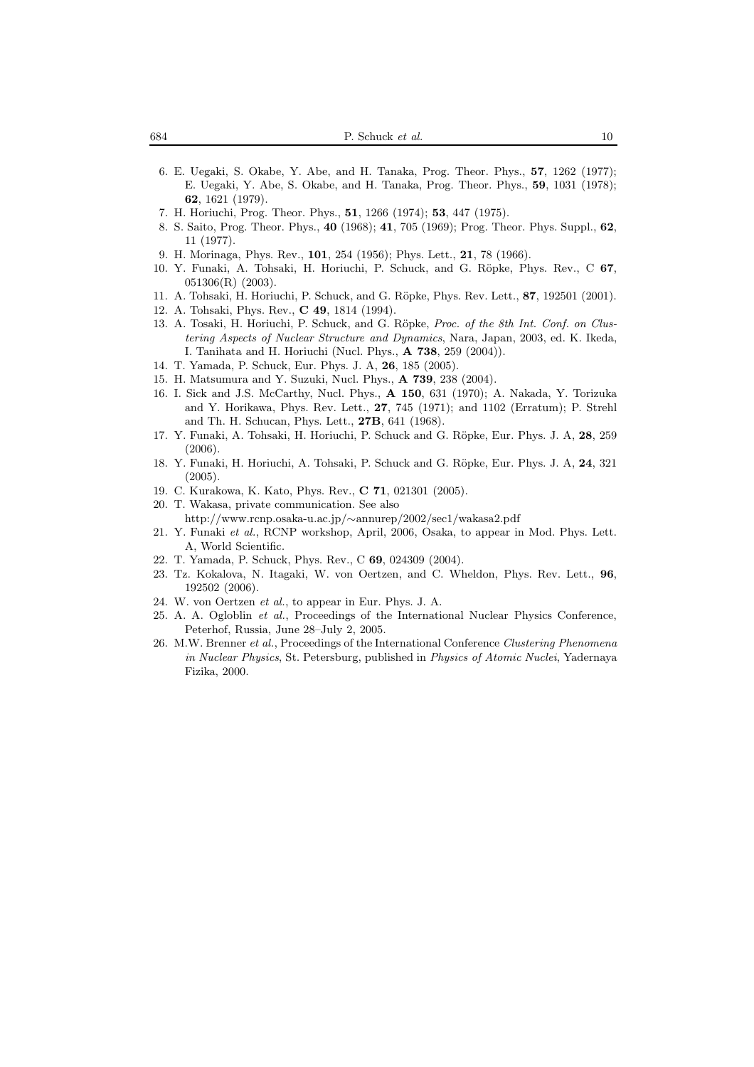6. E. Uegaki, S. Okabe, Y. Abe, and H. Tanaka, Prog. Theor. Phys., **57**, 1262 (1977); E. Uegaki, Y. Abe, S. Okabe, and H. Tanaka, Prog. Theor. Phys., **59**, 1031 (1978); **62**, 1621 (1979).
7. H. Horiuchi, Prog. Theor. Phys., **51**, 1266 (1974); **53**, 447 (1975).
8. S. Saito, Prog. Theor. Phys., **40** (1968); **41**, 705 (1969); Prog. Theor. Phys. Suppl., **62**, 11 (1977).
9. H. Morinaga, Phys. Rev., **101**, 254 (1956); Phys. Lett., **21**, 78 (1966).
10. Y. Funaki, A. Tohsaki, H. Horiuchi, P. Schuck, and G. Röpke, Phys. Rev., C **67**, 051306(R) (2003).
11. A. Tohsaki, H. Horiuchi, P. Schuck, and G. Röpke, Phys. Rev. Lett., **87**, 192501 (2001).
12. A. Tohsaki, Phys. Rev., **C 49**, 1814 (1994).
13. A. Tosaki, H. Horiuchi, P. Schuck, and G. Röpke, *Proc. of the 8th Int. Conf. on Clustering Aspects of Nuclear Structure and Dynamics*, Nara, Japan, 2003, ed. K. Ikeda, I. Tanihata and H. Horiuchi (Nucl. Phys., **A 738**, 259 (2004)).
14. T. Yamada, P. Schuck, Eur. Phys. J. A, **26**, 185 (2005).
15. H. Matsumura and Y. Suzuki, Nucl. Phys., **A 739**, 238 (2004).
16. I. Sick and J.S. McCarthy, Nucl. Phys., **A 150**, 631 (1970); A. Nakada, Y. Torizuka and Y. Horikawa, Phys. Rev. Lett., **27**, 745 (1971); and 1102 (Erratum); P. Strehl and Th. H. Schucan, Phys. Lett., **27B**, 641 (1968).
17. Y. Funaki, A. Tohsaki, H. Horiuchi, P. Schuck and G. Röpke, Eur. Phys. J. A, **28**, 259 (2006).
18. Y. Funaki, H. Horiuchi, A. Tohsaki, P. Schuck and G. Röpke, Eur. Phys. J. A, **24**, 321 (2005).
19. C. Kurakowa, K. Kato, Phys. Rev., **C 71**, 021301 (2005).
20. T. Wakasa, private communication. See also http://www.rcnp.osaka-u.ac.jp/∼annurep/2002/sec1/wakasa2.pdf
21. Y. Funaki *et al.*, RCNP workshop, April, 2006, Osaka, to appear in Mod. Phys. Lett. A, World Scientific.
22. T. Yamada, P. Schuck, Phys. Rev., C **69**, 024309 (2004).
23. Tz. Kokalova, N. Itagaki, W. von Oertzen, and C. Wheldon, Phys. Rev. Lett., **96**, 192502 (2006).
24. W. von Oertzen *et al.*, to appear in Eur. Phys. J. A.
25. A. A. Ogloblin *et al.*, Proceedings of the International Nuclear Physics Conference, Peterhof, Russia, June 28–July 2, 2005.
26. M.W. Brenner *et al.*, Proceedings of the International Conference *Clustering Phenomena in Nuclear Physics*, St. Petersburg, published in *Physics of Atomic Nuclei*, Yadernaya Fizika, 2000.